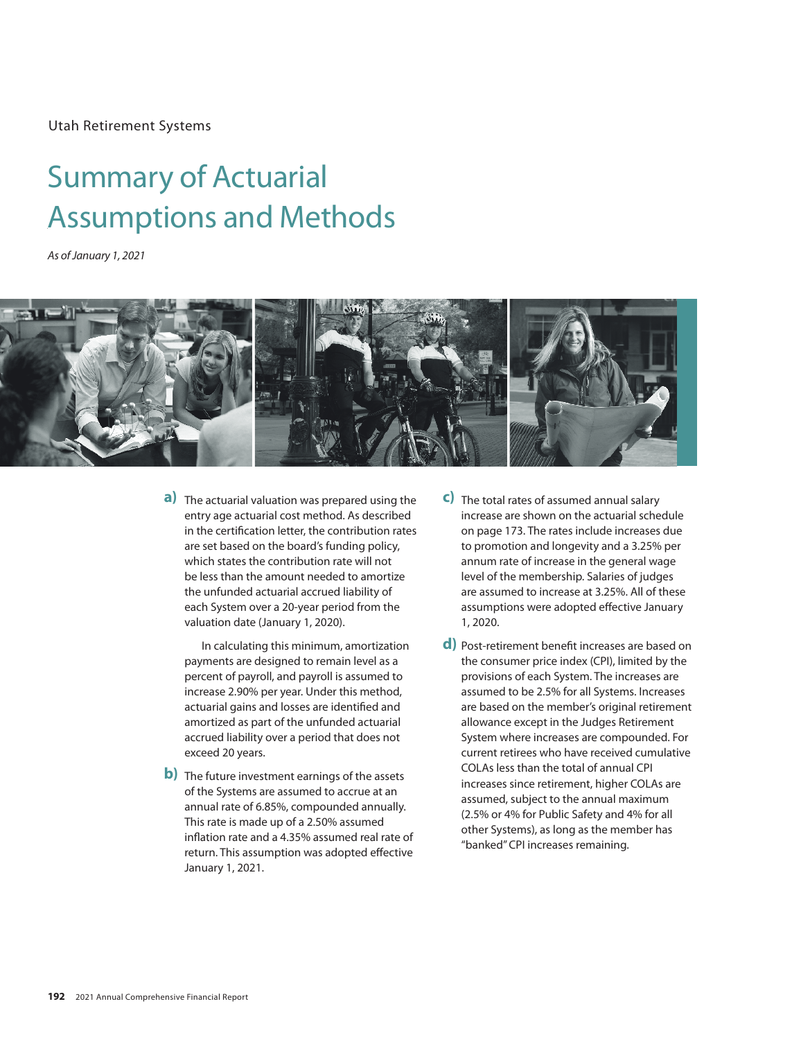Utah Retirement Systems

# Summary of Actuarial Assumptions and Methods

*As of January 1, 2021*

**a)** The actuarial valuation was prepared using the entry age actuarial cost method. As described in the certification letter, the contribution rates are set based on the board's funding policy, which states the contribution rate will not be less than the amount needed to amortize the unfunded actuarial accrued liability of each System over a 20-year period from the valuation date (January 1, 2020).

In calculating this minimum, amortization payments are designed to remain level as a percent of payroll, and payroll is assumed to increase 2.90% per year. Under this method, actuarial gains and losses are identified and amortized as part of the unfunded actuarial accrued liability over a period that does not exceed 20 years.

**b)** The future investment earnings of the assets of the Systems are assumed to accrue at an annual rate of 6.85%, compounded annually. This rate is made up of a 2.50% assumed inflation rate and a 4.35% assumed real rate of return. This assumption was adopted effective January 1, 2021.

**c)** The total rates of assumed annual salary increase are shown on the actuarial schedule on page 173. The rates include increases due to promotion and longevity and a 3.25% per annum rate of increase in the general wage level of the membership. Salaries of judges are assumed to increase at 3.25%. All of these assumptions were adopted effective January 1, 2020.

**d)** Post-retirement benefit increases are based on the consumer price index (CPI), limited by the provisions of each System. The increases are assumed to be 2.5% for all Systems. Increases are based on the member's original retirement allowance except in the Judges Retirement System where increases are compounded. For current retirees who have received cumulative COLAs less than the total of annual CPI increases since retirement, higher COLAs are assumed, subject to the annual maximum (2.5% or 4% for Public Safety and 4% for all other Systems), as long as the member has "banked" CPI increases remaining.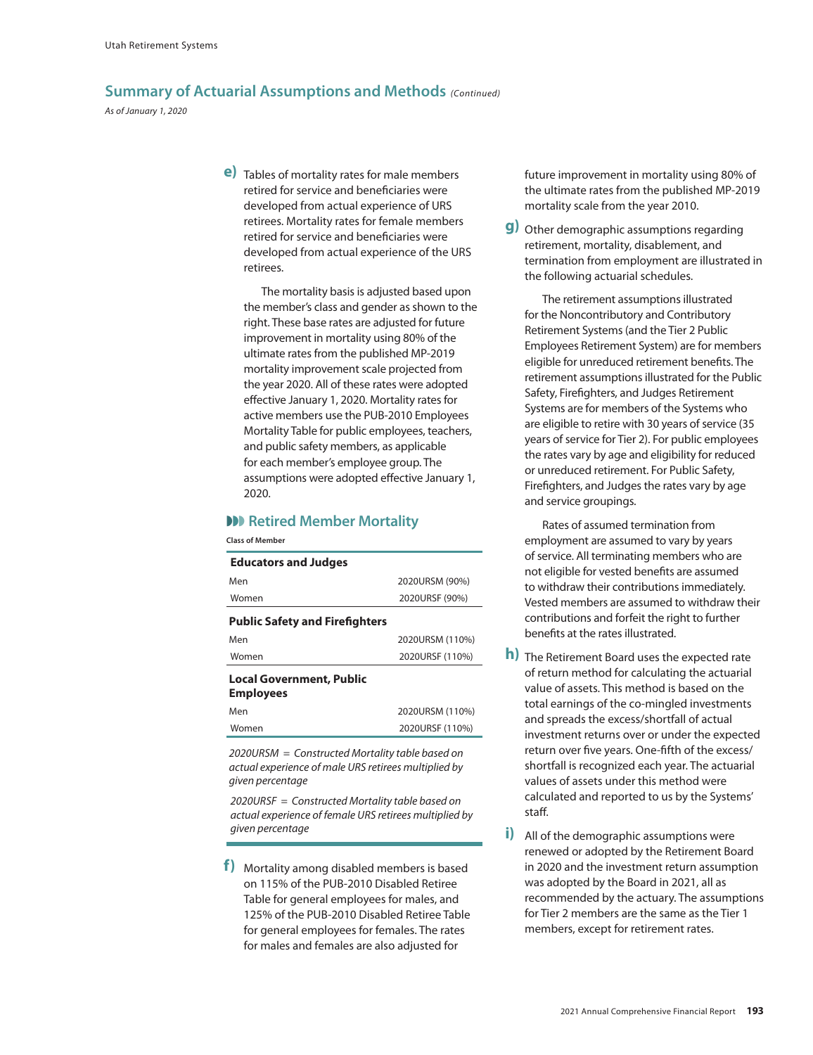## Summary of Actuarial Assumptions and Methods *(Continued)*

*As of January 1, 2020*

**e)** Tables of mortality rates for male members retired for service and beneficiaries were developed from actual experience of URS retirees. Mortality rates for female members retired for service and beneficiaries were developed from actual experience of the URS retirees.

The mortality basis is adjusted based upon the member's class and gender as shown to the right. These base rates are adjusted for future improvement in mortality using 80% of the ultimate rates from the published MP-2019 mortality improvement scale projected from the year 2020. All of these rates were adopted effective January 1, 2020. Mortality rates for active members use the PUB-2010 Employees Mortality Table for public employees, teachers, and public safety members, as applicable for each member's employee group. The assumptions were adopted effective January 1, 2020.

### Retired Member Mortality

| Class of Member | |
|---|---|
| **Educators and Judges** | |
| Men | 2020URSM (90%) |
| Women | 2020URSF (90%) |
| **Public Safety and Firefighters** | |
| Men | 2020URSM (110%) |
| Women | 2020URSF (110%) |
| **Local Government, Public Employees** | |
| Men | 2020URSM (110%) |
| Women | 2020URSF (110%) |

*2020URSM = Constructed Mortality table based on actual experience of male URS retirees multiplied by given percentage*

*2020URSF = Constructed Mortality table based on actual experience of female URS retirees multiplied by given percentage*

**f)** Mortality among disabled members is based on 115% of the PUB-2010 Disabled Retiree Table for general employees for males, and 125% of the PUB-2010 Disabled Retiree Table for general employees for females. The rates for males and females are also adjusted for future improvement in mortality using 80% of the ultimate rates from the published MP-2019 mortality scale from the year 2010.

**g)** Other demographic assumptions regarding retirement, mortality, disablement, and termination from employment are illustrated in the following actuarial schedules.

The retirement assumptions illustrated for the Noncontributory and Contributory Retirement Systems (and the Tier 2 Public Employees Retirement System) are for members eligible for unreduced retirement benefits. The retirement assumptions illustrated for the Public Safety, Firefighters, and Judges Retirement Systems are for members of the Systems who are eligible to retire with 30 years of service (35 years of service for Tier 2). For public employees the rates vary by age and eligibility for reduced or unreduced retirement. For Public Safety, Firefighters, and Judges the rates vary by age and service groupings.

Rates of assumed termination from employment are assumed to vary by years of service. All terminating members who are not eligible for vested benefits are assumed to withdraw their contributions immediately. Vested members are assumed to withdraw their contributions and forfeit the right to further benefits at the rates illustrated.

**h)** The Retirement Board uses the expected rate of return method for calculating the actuarial value of assets. This method is based on the total earnings of the co-mingled investments and spreads the excess/shortfall of actual investment returns over or under the expected return over five years. One-fifth of the excess/shortfall is recognized each year. The actuarial values of assets under this method were calculated and reported to us by the Systems' staff.

**i)** All of the demographic assumptions were renewed or adopted by the Retirement Board in 2020 and the investment return assumption was adopted by the Board in 2021, all as recommended by the actuary. The assumptions for Tier 2 members are the same as the Tier 1 members, except for retirement rates.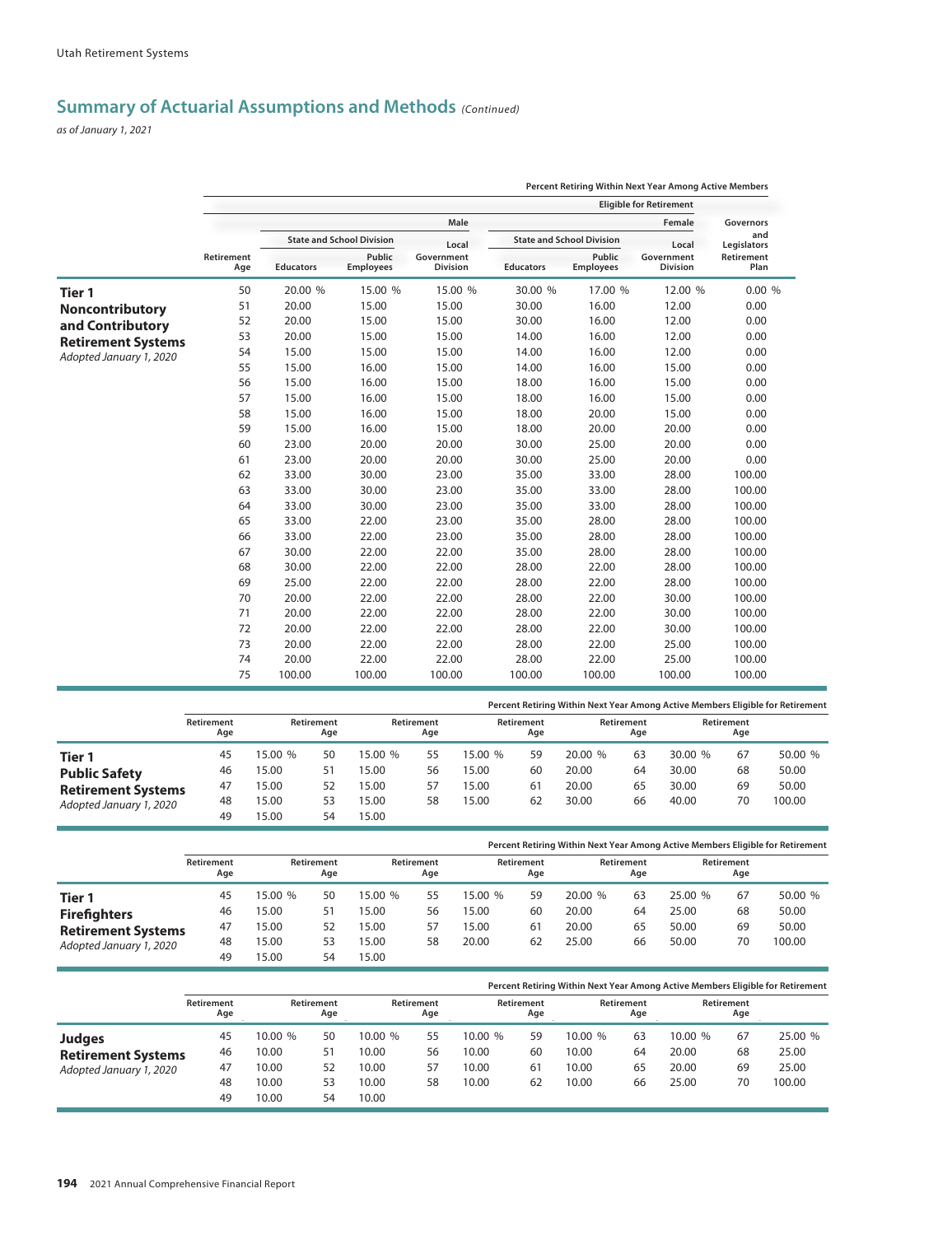## Summary of Actuarial Assumptions and Methods *(Continued)*

*as of January 1, 2021*

**Tier 1 Noncontributory and Contributory Retirement Systems**
*Adopted January 1, 2020*

| | Percent Retiring Within Next Year Among Active Members | | | | | | |
|---|---|---|---|---|---|---|---|
| | Eligible for Retirement | | | | | | |
| | Male | | | Female | | | Governors and Legislators Retirement Plan |
| | State and School Division | | Local Government Division | State and School Division | | Local Government Division | |
| Retirement Age | Educators | Public Employees | | Educators | Public Employees | | |
| 50 | 20.00 % | 15.00 % | 15.00 % | 30.00 % | 17.00 % | 12.00 % | 0.00 % |
| 51 | 20.00 | 15.00 | 15.00 | 30.00 | 16.00 | 12.00 | 0.00 |
| 52 | 20.00 | 15.00 | 15.00 | 30.00 | 16.00 | 12.00 | 0.00 |
| 53 | 20.00 | 15.00 | 15.00 | 14.00 | 16.00 | 12.00 | 0.00 |
| 54 | 15.00 | 15.00 | 15.00 | 14.00 | 16.00 | 12.00 | 0.00 |
| 55 | 15.00 | 16.00 | 15.00 | 14.00 | 16.00 | 15.00 | 0.00 |
| 56 | 15.00 | 16.00 | 15.00 | 18.00 | 16.00 | 15.00 | 0.00 |
| 57 | 15.00 | 16.00 | 15.00 | 18.00 | 16.00 | 15.00 | 0.00 |
| 58 | 15.00 | 16.00 | 15.00 | 18.00 | 20.00 | 15.00 | 0.00 |
| 59 | 15.00 | 16.00 | 15.00 | 18.00 | 20.00 | 20.00 | 0.00 |
| 60 | 23.00 | 20.00 | 20.00 | 30.00 | 25.00 | 20.00 | 0.00 |
| 61 | 23.00 | 20.00 | 20.00 | 30.00 | 25.00 | 20.00 | 0.00 |
| 62 | 33.00 | 30.00 | 23.00 | 35.00 | 33.00 | 28.00 | 100.00 |
| 63 | 33.00 | 30.00 | 23.00 | 35.00 | 33.00 | 28.00 | 100.00 |
| 64 | 33.00 | 30.00 | 23.00 | 35.00 | 33.00 | 28.00 | 100.00 |
| 65 | 33.00 | 22.00 | 23.00 | 35.00 | 28.00 | 28.00 | 100.00 |
| 66 | 33.00 | 22.00 | 23.00 | 35.00 | 28.00 | 28.00 | 100.00 |
| 67 | 30.00 | 22.00 | 22.00 | 35.00 | 28.00 | 28.00 | 100.00 |
| 68 | 30.00 | 22.00 | 22.00 | 28.00 | 22.00 | 28.00 | 100.00 |
| 69 | 25.00 | 22.00 | 22.00 | 28.00 | 22.00 | 28.00 | 100.00 |
| 70 | 20.00 | 22.00 | 22.00 | 28.00 | 22.00 | 30.00 | 100.00 |
| 71 | 20.00 | 22.00 | 22.00 | 28.00 | 22.00 | 30.00 | 100.00 |
| 72 | 20.00 | 22.00 | 22.00 | 28.00 | 22.00 | 30.00 | 100.00 |
| 73 | 20.00 | 22.00 | 22.00 | 28.00 | 22.00 | 25.00 | 100.00 |
| 74 | 20.00 | 22.00 | 22.00 | 28.00 | 22.00 | 25.00 | 100.00 |
| 75 | 100.00 | 100.00 | 100.00 | 100.00 | 100.00 | 100.00 | 100.00 |

**Tier 1 Public Safety Retirement Systems**
*Adopted January 1, 2020*

Percent Retiring Within Next Year Among Active Members Eligible for Retirement

| Retirement Age | | Retirement Age | | Retirement Age | | Retirement Age | | Retirement Age | | Retirement Age | |
|---|---|---|---|---|---|---|---|---|---|---|---|
| 45 | 15.00 % | 50 | 15.00 % | 55 | 15.00 % | 59 | 20.00 % | 63 | 30.00 % | 67 | 50.00 % |
| 46 | 15.00 | 51 | 15.00 | 56 | 15.00 | 60 | 20.00 | 64 | 30.00 | 68 | 50.00 |
| 47 | 15.00 | 52 | 15.00 | 57 | 15.00 | 61 | 20.00 | 65 | 30.00 | 69 | 50.00 |
| 48 | 15.00 | 53 | 15.00 | 58 | 15.00 | 62 | 30.00 | 66 | 40.00 | 70 | 100.00 |
| 49 | 15.00 | 54 | 15.00 | | | | | | | | |

**Tier 1 Firefighters Retirement Systems**
*Adopted January 1, 2020*

Percent Retiring Within Next Year Among Active Members Eligible for Retirement

| Retirement Age | | Retirement Age | | Retirement Age | | Retirement Age | | Retirement Age | | Retirement Age | |
|---|---|---|---|---|---|---|---|---|---|---|---|
| 45 | 15.00 % | 50 | 15.00 % | 55 | 15.00 % | 59 | 20.00 % | 63 | 25.00 % | 67 | 50.00 % |
| 46 | 15.00 | 51 | 15.00 | 56 | 15.00 | 60 | 20.00 | 64 | 25.00 | 68 | 50.00 |
| 47 | 15.00 | 52 | 15.00 | 57 | 15.00 | 61 | 20.00 | 65 | 50.00 | 69 | 50.00 |
| 48 | 15.00 | 53 | 15.00 | 58 | 20.00 | 62 | 25.00 | 66 | 50.00 | 70 | 100.00 |
| 49 | 15.00 | 54 | 15.00 | | | | | | | | |

**Judges Retirement Systems**
*Adopted January 1, 2020*

Percent Retiring Within Next Year Among Active Members Eligible for Retirement

| Retirement Age | | Retirement Age | | Retirement Age | | Retirement Age | | Retirement Age | | Retirement Age | |
|---|---|---|---|---|---|---|---|---|---|---|---|
| 45 | 10.00 % | 50 | 10.00 % | 55 | 10.00 % | 59 | 10.00 % | 63 | 10.00 % | 67 | 25.00 % |
| 46 | 10.00 | 51 | 10.00 | 56 | 10.00 | 60 | 10.00 | 64 | 20.00 | 68 | 25.00 |
| 47 | 10.00 | 52 | 10.00 | 57 | 10.00 | 61 | 10.00 | 65 | 20.00 | 69 | 25.00 |
| 48 | 10.00 | 53 | 10.00 | 58 | 10.00 | 62 | 10.00 | 66 | 25.00 | 70 | 100.00 |
| 49 | 10.00 | 54 | 10.00 | | | | | | | | |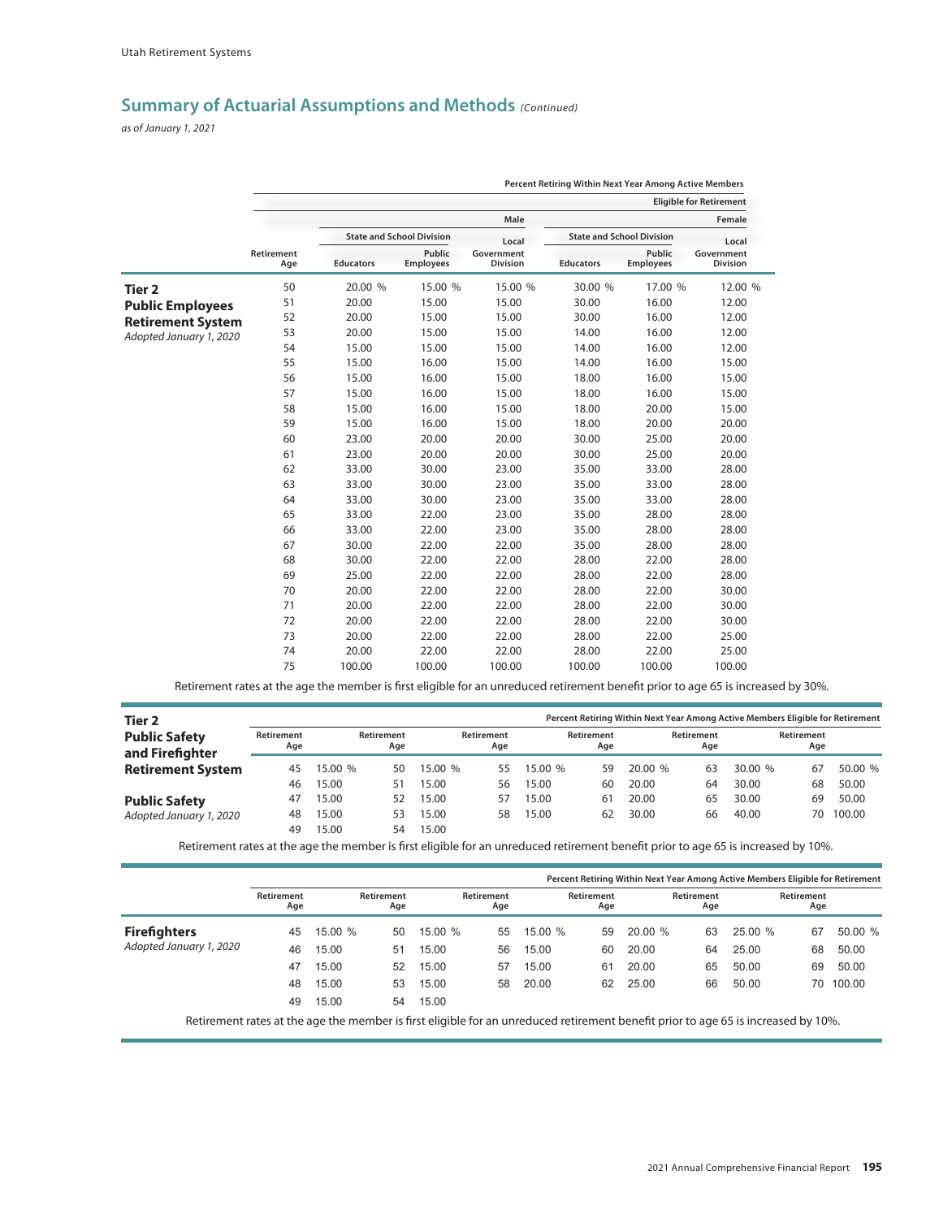## Summary of Actuarial Assumptions and Methods *(Continued)*

*as of January 1, 2021*

### Tier 2 Public Employees Retirement System

*Adopted January 1, 2020*

Percent Retiring Within Next Year Among Active Members Eligible for Retirement

| Retirement Age | Male: State and School Division Educators | Male: State and School Division Public Employees | Male: Local Government Division | Female: State and School Division Educators | Female: State and School Division Public Employees | Female: Local Government Division |
|---|---|---|---|---|---|---|
| 50 | 20.00 % | 15.00 % | 15.00 % | 30.00 % | 17.00 % | 12.00 % |
| 51 | 20.00 | 15.00 | 15.00 | 30.00 | 16.00 | 12.00 |
| 52 | 20.00 | 15.00 | 15.00 | 30.00 | 16.00 | 12.00 |
| 53 | 20.00 | 15.00 | 15.00 | 14.00 | 16.00 | 12.00 |
| 54 | 15.00 | 15.00 | 15.00 | 14.00 | 16.00 | 12.00 |
| 55 | 15.00 | 16.00 | 15.00 | 14.00 | 16.00 | 15.00 |
| 56 | 15.00 | 16.00 | 15.00 | 18.00 | 16.00 | 15.00 |
| 57 | 15.00 | 16.00 | 15.00 | 18.00 | 16.00 | 15.00 |
| 58 | 15.00 | 16.00 | 15.00 | 18.00 | 20.00 | 15.00 |
| 59 | 15.00 | 16.00 | 15.00 | 18.00 | 20.00 | 20.00 |
| 60 | 23.00 | 20.00 | 20.00 | 30.00 | 25.00 | 20.00 |
| 61 | 23.00 | 20.00 | 20.00 | 30.00 | 25.00 | 20.00 |
| 62 | 33.00 | 30.00 | 23.00 | 35.00 | 33.00 | 28.00 |
| 63 | 33.00 | 30.00 | 23.00 | 35.00 | 33.00 | 28.00 |
| 64 | 33.00 | 30.00 | 23.00 | 35.00 | 33.00 | 28.00 |
| 65 | 33.00 | 22.00 | 23.00 | 35.00 | 28.00 | 28.00 |
| 66 | 33.00 | 22.00 | 23.00 | 35.00 | 28.00 | 28.00 |
| 67 | 30.00 | 22.00 | 22.00 | 35.00 | 28.00 | 28.00 |
| 68 | 30.00 | 22.00 | 22.00 | 28.00 | 22.00 | 28.00 |
| 69 | 25.00 | 22.00 | 22.00 | 28.00 | 22.00 | 28.00 |
| 70 | 20.00 | 22.00 | 22.00 | 28.00 | 22.00 | 30.00 |
| 71 | 20.00 | 22.00 | 22.00 | 28.00 | 22.00 | 30.00 |
| 72 | 20.00 | 22.00 | 22.00 | 28.00 | 22.00 | 30.00 |
| 73 | 20.00 | 22.00 | 22.00 | 28.00 | 22.00 | 25.00 |
| 74 | 20.00 | 22.00 | 22.00 | 28.00 | 22.00 | 25.00 |
| 75 | 100.00 | 100.00 | 100.00 | 100.00 | 100.00 | 100.00 |

Retirement rates at the age the member is first eligible for an unreduced retirement benefit prior to age 65 is increased by 30%.

### Tier 2 Public Safety and Firefighter Retirement System

**Public Safety**

*Adopted January 1, 2020*

Percent Retiring Within Next Year Among Active Members Eligible for Retirement

| Retirement Age | | Retirement Age | | Retirement Age | | Retirement Age | | Retirement Age | | Retirement Age | |
|---|---|---|---|---|---|---|---|---|---|---|---|
| 45 | 15.00 % | 50 | 15.00 % | 55 | 15.00 % | 59 | 20.00 % | 63 | 30.00 % | 67 | 50.00 % |
| 46 | 15.00 | 51 | 15.00 | 56 | 15.00 | 60 | 20.00 | 64 | 30.00 | 68 | 50.00 |
| 47 | 15.00 | 52 | 15.00 | 57 | 15.00 | 61 | 20.00 | 65 | 30.00 | 69 | 50.00 |
| 48 | 15.00 | 53 | 15.00 | 58 | 15.00 | 62 | 30.00 | 66 | 40.00 | 70 | 100.00 |
| 49 | 15.00 | 54 | 15.00 | | | | | | | | |

Retirement rates at the age the member is first eligible for an unreduced retirement benefit prior to age 65 is increased by 10%.

**Firefighters**

*Adopted January 1, 2020*

Percent Retiring Within Next Year Among Active Members Eligible for Retirement

| Retirement Age | | Retirement Age | | Retirement Age | | Retirement Age | | Retirement Age | | Retirement Age | |
|---|---|---|---|---|---|---|---|---|---|---|---|
| 45 | 15.00 % | 50 | 15.00 % | 55 | 15.00 % | 59 | 20.00 % | 63 | 25.00 % | 67 | 50.00 % |
| 46 | 15.00 | 51 | 15.00 | 56 | 15.00 | 60 | 20.00 | 64 | 25.00 | 68 | 50.00 |
| 47 | 15.00 | 52 | 15.00 | 57 | 15.00 | 61 | 20.00 | 65 | 50.00 | 69 | 50.00 |
| 48 | 15.00 | 53 | 15.00 | 58 | 20.00 | 62 | 25.00 | 66 | 50.00 | 70 | 100.00 |
| 49 | 15.00 | 54 | 15.00 | | | | | | | | |

Retirement rates at the age the member is first eligible for an unreduced retirement benefit prior to age 65 is increased by 10%.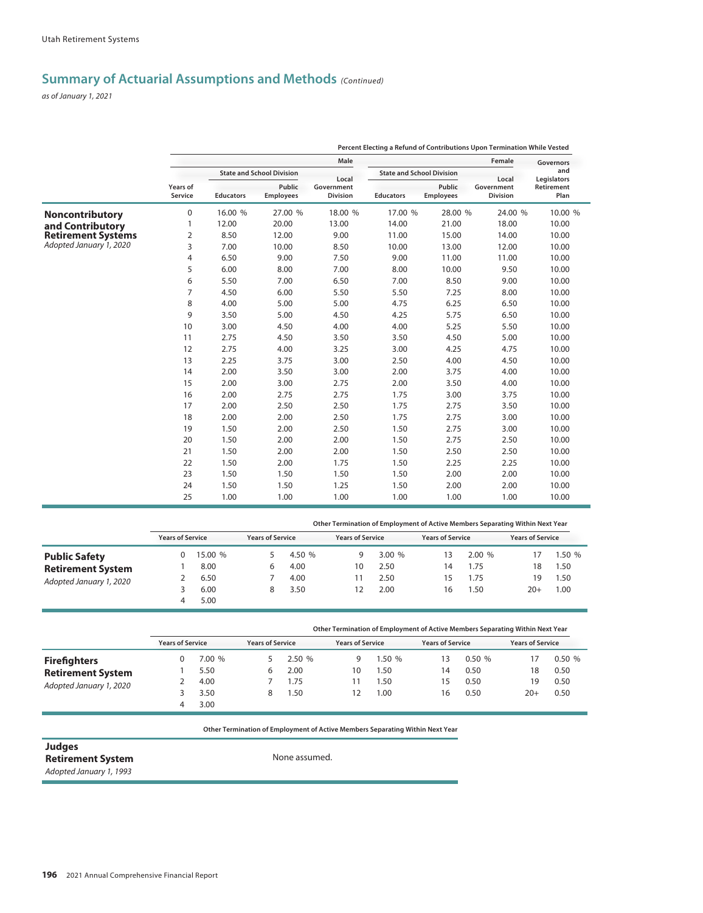## Summary of Actuarial Assumptions and Methods *(Continued)*

*as of January 1, 2021*

**Noncontributory and Contributory Retirement Systems**
*Adopted January 1, 2020*

Percent Electing a Refund of Contributions Upon Termination While Vested

| | Male | | | Female | | | Governors and Legislators Retirement Plan |
|---|---|---|---|---|---|---|---|
| | State and School Division | | Local Government Division | State and School Division | | Local Government Division | |
| Years of Service | Educators | Public Employees | | Educators | Public Employees | | |
| 0 | 16.00 % | 27.00 % | 18.00 % | 17.00 % | 28.00 % | 24.00 % | 10.00 % |
| 1 | 12.00 | 20.00 | 13.00 | 14.00 | 21.00 | 18.00 | 10.00 |
| 2 | 8.50 | 12.00 | 9.00 | 11.00 | 15.00 | 14.00 | 10.00 |
| 3 | 7.00 | 10.00 | 8.50 | 10.00 | 13.00 | 12.00 | 10.00 |
| 4 | 6.50 | 9.00 | 7.50 | 9.00 | 11.00 | 11.00 | 10.00 |
| 5 | 6.00 | 8.00 | 7.00 | 8.00 | 10.00 | 9.50 | 10.00 |
| 6 | 5.50 | 7.00 | 6.50 | 7.00 | 8.50 | 9.00 | 10.00 |
| 7 | 4.50 | 6.00 | 5.50 | 5.50 | 7.25 | 8.00 | 10.00 |
| 8 | 4.00 | 5.00 | 5.00 | 4.75 | 6.25 | 6.50 | 10.00 |
| 9 | 3.50 | 5.00 | 4.50 | 4.25 | 5.75 | 6.50 | 10.00 |
| 10 | 3.00 | 4.50 | 4.00 | 4.00 | 5.25 | 5.50 | 10.00 |
| 11 | 2.75 | 4.50 | 3.50 | 3.50 | 4.50 | 5.00 | 10.00 |
| 12 | 2.75 | 4.00 | 3.25 | 3.00 | 4.25 | 4.75 | 10.00 |
| 13 | 2.25 | 3.75 | 3.00 | 2.50 | 4.00 | 4.50 | 10.00 |
| 14 | 2.00 | 3.50 | 3.00 | 2.00 | 3.75 | 4.00 | 10.00 |
| 15 | 2.00 | 3.00 | 2.75 | 2.00 | 3.50 | 4.00 | 10.00 |
| 16 | 2.00 | 2.75 | 2.75 | 1.75 | 3.00 | 3.75 | 10.00 |
| 17 | 2.00 | 2.50 | 2.50 | 1.75 | 2.75 | 3.50 | 10.00 |
| 18 | 2.00 | 2.00 | 2.50 | 1.75 | 2.75 | 3.00 | 10.00 |
| 19 | 1.50 | 2.00 | 2.50 | 1.50 | 2.75 | 3.00 | 10.00 |
| 20 | 1.50 | 2.00 | 2.00 | 1.50 | 2.75 | 2.50 | 10.00 |
| 21 | 1.50 | 2.00 | 2.00 | 1.50 | 2.50 | 2.50 | 10.00 |
| 22 | 1.50 | 2.00 | 1.75 | 1.50 | 2.25 | 2.25 | 10.00 |
| 23 | 1.50 | 1.50 | 1.50 | 1.50 | 2.00 | 2.00 | 10.00 |
| 24 | 1.50 | 1.50 | 1.25 | 1.50 | 2.00 | 2.00 | 10.00 |
| 25 | 1.00 | 1.00 | 1.00 | 1.00 | 1.00 | 1.00 | 10.00 |

**Public Safety Retirement System**
*Adopted January 1, 2020*

Other Termination of Employment of Active Members Separating Within Next Year

| Years of Service | | Years of Service | | Years of Service | | Years of Service | | Years of Service | |
|---|---|---|---|---|---|---|---|---|---|
| 0 | 15.00 % | 5 | 4.50 % | 9 | 3.00 % | 13 | 2.00 % | 17 | 1.50 % |
| 1 | 8.00 | 6 | 4.00 | 10 | 2.50 | 14 | 1.75 | 18 | 1.50 |
| 2 | 6.50 | 7 | 4.00 | 11 | 2.50 | 15 | 1.75 | 19 | 1.50 |
| 3 | 6.00 | 8 | 3.50 | 12 | 2.00 | 16 | 1.50 | 20+ | 1.00 |
| 4 | 5.00 | | | | | | | | |

**Firefighters Retirement System**
*Adopted January 1, 2020*

Other Termination of Employment of Active Members Separating Within Next Year

| Years of Service | | Years of Service | | Years of Service | | Years of Service | | Years of Service | |
|---|---|---|---|---|---|---|---|---|---|
| 0 | 7.00 % | 5 | 2.50 % | 9 | 1.50 % | 13 | 0.50 % | 17 | 0.50 % |
| 1 | 5.50 | 6 | 2.00 | 10 | 1.50 | 14 | 0.50 | 18 | 0.50 |
| 2 | 4.00 | 7 | 1.75 | 11 | 1.50 | 15 | 0.50 | 19 | 0.50 |
| 3 | 3.50 | 8 | 1.50 | 12 | 1.00 | 16 | 0.50 | 20+ | 0.50 |
| 4 | 3.00 | | | | | | | | |

**Judges Retirement System**
*Adopted January 1, 1993*

Other Termination of Employment of Active Members Separating Within Next Year

None assumed.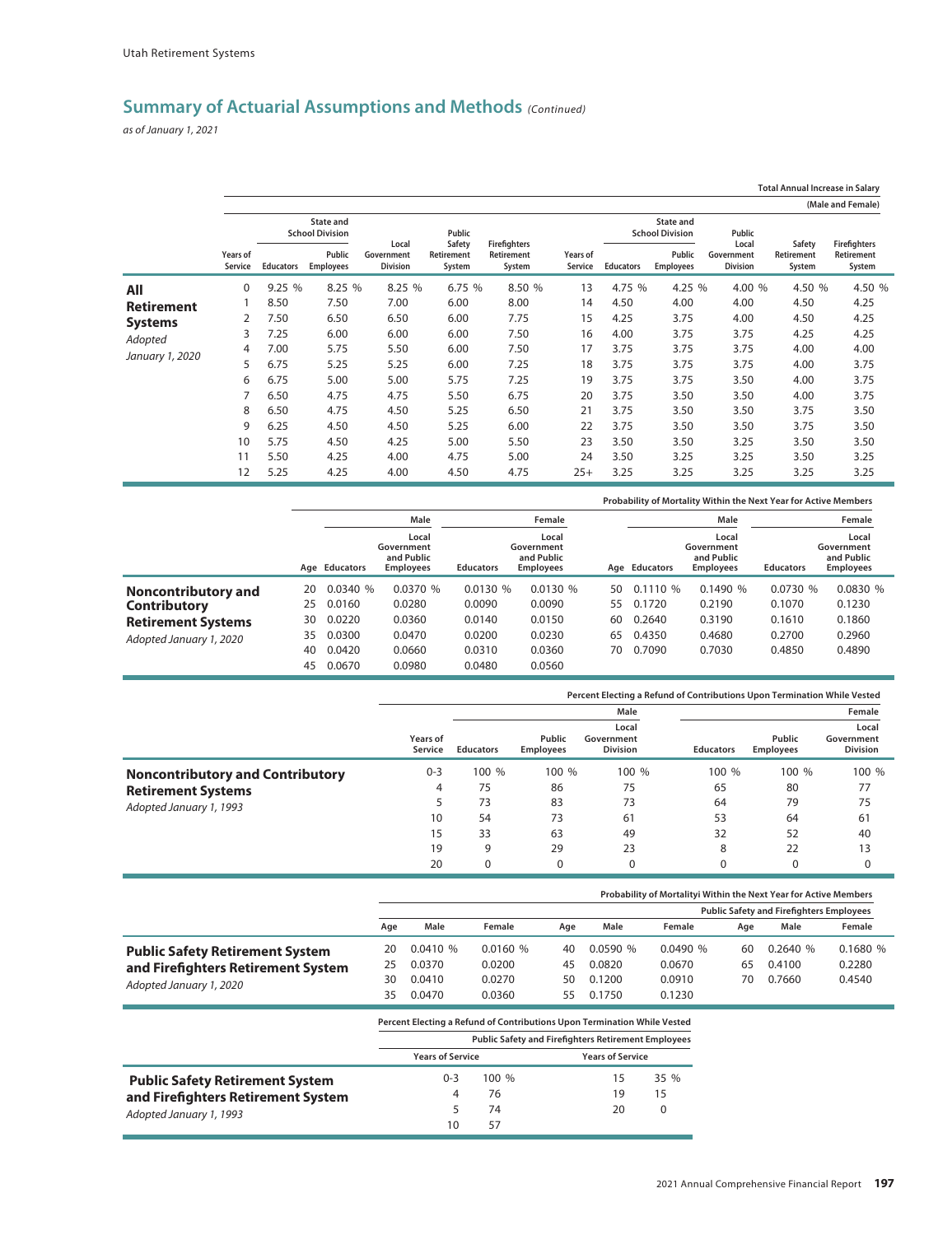## Summary of Actuarial Assumptions and Methods *(Continued)*

*as of January 1, 2021*

**Total Annual Increase in Salary (Male and Female)**

| | Years of Service | State and School Division: Educators | State and School Division: Public Employees | Local Government Division | Public Safety Retirement System | Firefighters Retirement System | Years of Service | State and School Division: Educators | State and School Division: Public Employees | Public Local Government Division | Safety Retirement System | Firefighters Retirement System |
|---|---|---|---|---|---|---|---|---|---|---|---|---|
| **All Retirement Systems** *Adopted January 1, 2020* | 0 | 9.25 % | 8.25 % | 8.25 % | 6.75 % | 8.50 % | 13 | 4.75 % | 4.25 % | 4.00 % | 4.50 % | 4.50 % |
| | 1 | 8.50 | 7.50 | 7.00 | 6.00 | 8.00 | 14 | 4.50 | 4.00 | 4.00 | 4.50 | 4.25 |
| | 2 | 7.50 | 6.50 | 6.50 | 6.00 | 7.75 | 15 | 4.25 | 3.75 | 4.00 | 4.50 | 4.25 |
| | 3 | 7.25 | 6.00 | 6.00 | 6.00 | 7.50 | 16 | 4.00 | 3.75 | 3.75 | 4.25 | 4.25 |
| | 4 | 7.00 | 5.75 | 5.50 | 6.00 | 7.50 | 17 | 3.75 | 3.75 | 3.75 | 4.00 | 4.00 |
| | 5 | 6.75 | 5.25 | 5.25 | 6.00 | 7.25 | 18 | 3.75 | 3.75 | 3.75 | 4.00 | 3.75 |
| | 6 | 6.75 | 5.00 | 5.00 | 5.75 | 7.25 | 19 | 3.75 | 3.75 | 3.50 | 4.00 | 3.75 |
| | 7 | 6.50 | 4.75 | 4.75 | 5.50 | 6.75 | 20 | 3.75 | 3.50 | 3.50 | 4.00 | 3.75 |
| | 8 | 6.50 | 4.75 | 4.50 | 5.25 | 6.50 | 21 | 3.75 | 3.50 | 3.50 | 3.75 | 3.50 |
| | 9 | 6.25 | 4.50 | 4.50 | 5.25 | 6.00 | 22 | 3.75 | 3.50 | 3.50 | 3.75 | 3.50 |
| | 10 | 5.75 | 4.50 | 4.25 | 5.00 | 5.50 | 23 | 3.50 | 3.50 | 3.25 | 3.50 | 3.50 |
| | 11 | 5.50 | 4.25 | 4.00 | 4.75 | 5.00 | 24 | 3.50 | 3.25 | 3.25 | 3.50 | 3.25 |
| | 12 | 5.25 | 4.25 | 4.00 | 4.50 | 4.75 | 25+ | 3.25 | 3.25 | 3.25 | 3.25 | 3.25 |

**Probability of Mortality Within the Next Year for Active Members**

| | Age | Male: Educators | Male: Local Government and Public Employees | Female: Educators | Female: Local Government and Public Employees | Age | Male: Educators | Male: Local Government and Public Employees | Female: Educators | Female: Local Government and Public Employees |
|---|---|---|---|---|---|---|---|---|---|---|
| **Noncontributory and Contributory Retirement Systems** *Adopted January 1, 2020* | 20 | 0.0340 % | 0.0370 % | 0.0130 % | 0.0130 % | 50 | 0.1110 % | 0.1490 % | 0.0730 % | 0.0830 % |
| | 25 | 0.0160 | 0.0280 | 0.0090 | 0.0090 | 55 | 0.1720 | 0.2190 | 0.1070 | 0.1230 |
| | 30 | 0.0220 | 0.0360 | 0.0140 | 0.0150 | 60 | 0.2640 | 0.3190 | 0.1610 | 0.1860 |
| | 35 | 0.0300 | 0.0470 | 0.0200 | 0.0230 | 65 | 0.4350 | 0.4680 | 0.2700 | 0.2960 |
| | 40 | 0.0420 | 0.0660 | 0.0310 | 0.0360 | 70 | 0.7090 | 0.7030 | 0.4850 | 0.4890 |
| | 45 | 0.0670 | 0.0980 | 0.0480 | 0.0560 | | | | | |

**Percent Electing a Refund of Contributions Upon Termination While Vested**

| | Years of Service | Male: Educators | Male: Public Employees | Male: Local Government Division | Female: Educators | Female: Public Employees | Female: Local Government Division |
|---|---|---|---|---|---|---|---|
| **Noncontributory and Contributory Retirement Systems** *Adopted January 1, 1993* | 0-3 | 100 % | 100 % | 100 % | 100 % | 100 % | 100 % |
| | 4 | 75 | 86 | 75 | 65 | 80 | 77 |
| | 5 | 73 | 83 | 73 | 64 | 79 | 75 |
| | 10 | 54 | 73 | 61 | 53 | 64 | 61 |
| | 15 | 33 | 63 | 49 | 32 | 52 | 40 |
| | 19 | 9 | 29 | 23 | 8 | 22 | 13 |
| | 20 | 0 | 0 | 0 | 0 | 0 | 0 |

**Probability of Mortalityi Within the Next Year for Active Members — Public Safety and Firefighters Employees**

| | Age | Male | Female | Age | Male | Female | Age | Male | Female |
|---|---|---|---|---|---|---|---|---|---|
| **Public Safety Retirement System and Firefighters Retirement System** *Adopted January 1, 2020* | 20 | 0.0410 % | 0.0160 % | 40 | 0.0590 % | 0.0490 % | 60 | 0.2640 % | 0.1680 % |
| | 25 | 0.0370 | 0.0200 | 45 | 0.0820 | 0.0670 | 65 | 0.4100 | 0.2280 |
| | 30 | 0.0410 | 0.0270 | 50 | 0.1200 | 0.0910 | 70 | 0.7660 | 0.4540 |
| | 35 | 0.0470 | 0.0360 | 55 | 0.1750 | 0.1230 | | | |

**Percent Electing a Refund of Contributions Upon Termination While Vested — Public Safety and Firefighters Retirement Employees**

| | Years of Service | | Years of Service | |
|---|---|---|---|---|
| **Public Safety Retirement System and Firefighters Retirement System** *Adopted January 1, 1993* | 0-3 | 100 % | 15 | 35 % |
| | 4 | 76 | 19 | 15 |
| | 5 | 74 | 20 | 0 |
| | 10 | 57 | | |